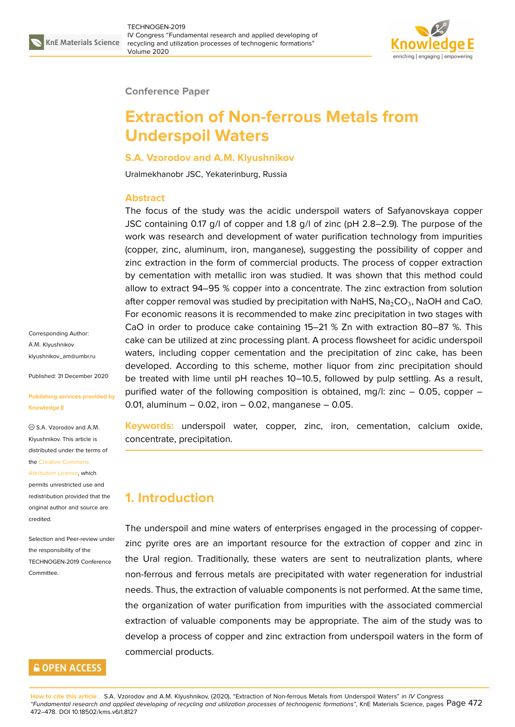Conference Paper

# Extraction of Non-ferrous Metals from Underspoil Waters

**S.A. Vzorodov and A.M. Klyushnikov**

Uralmekhanobr JSC, Yekaterinburg, Russia

## Abstract

The focus of the study was the acidic underspoil waters of Safyanovskaya copper JSC containing 0.17 g/l of copper and 1.8 g/l of zinc (pH 2.8–2.9). The purpose of the work was research and development of water purification technology from impurities (copper, zinc, aluminum, iron, manganese), suggesting the possibility of copper and zinc extraction in the form of commercial products. The process of copper extraction by cementation with metallic iron was studied. It was shown that this method could allow to extract 94–95 % copper into a concentrate. The zinc extraction from solution after copper removal was studied by precipitation with NaHS, $Na_2CO_3$, NaOH and CaO. For economic reasons it is recommended to make zinc precipitation in two stages with CaO in order to produce cake containing 15–21 % Zn with extraction 80–87 %. This cake can be utilized at zinc processing plant. A process flowsheet for acidic underspoil waters, including copper cementation and the precipitation of zinc cake, has been developed. According to this scheme, mother liquor from zinc precipitation should be treated with lime until pH reaches 10–10.5, followed by pulp settling. As a result, purified water of the following composition is obtained, mg/l: zinc – 0.05, copper – 0.01, aluminum – 0.02, iron – 0.02, manganese – 0.05.

**Keywords:** underspoil water, copper, zinc, iron, cementation, calcium oxide, concentrate, precipitation.

Corresponding Author:
A.M. Klyushnikov
klyushnikov_am@umbr.ru

Published: 31 December 2020

Publishing services provided by Knowledge E

© S.A. Vzorodov and A.M. Klyushnikov. This article is distributed under the terms of the Creative Commons Attribution License, which permits unrestricted use and redistribution provided that the original author and source are credited.

Selection and Peer-review under the responsibility of the TECHNOGEN-2019 Conference Committee.

## 1. Introduction

The underspoil and mine waters of enterprises engaged in the processing of copper-zinc pyrite ores are an important resource for the extraction of copper and zinc in the Ural region. Traditionally, these waters are sent to neutralization plants, where non-ferrous and ferrous metals are precipitated with water regeneration for industrial needs. Thus, the extraction of valuable components is not performed. At the same time, the organization of water purification from impurities with the associated commercial extraction of valuable components may be appropriate. The aim of the study was to develop a process of copper and zinc extraction from underspoil waters in the form of commercial products.

**How to cite this article:** S.A. Vzorodov and A.M. Klyushnikov, (2020), "Extraction of Non-ferrous Metals from Underspoil Waters" in *IV Congress "Fundamental research and applied developing of recycling and utilization processes of technogenic formations"*, KnE Materials Science, pages 472–478. DOI 10.18502/kms.v6i1.8127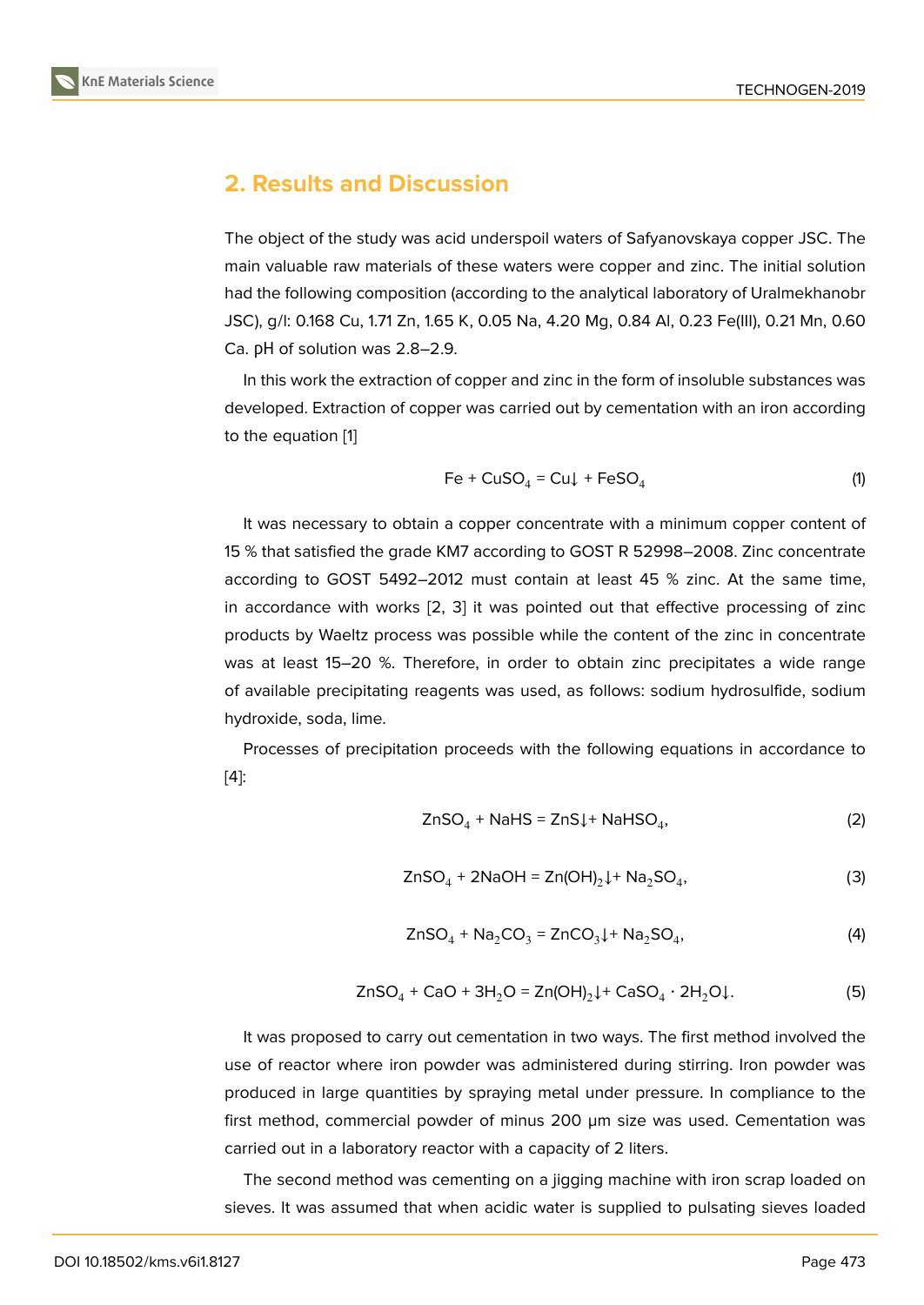## 2. Results and Discussion

The object of the study was acid underspoil waters of Safyanovskaya copper JSC. The main valuable raw materials of these waters were copper and zinc. The initial solution had the following composition (according to the analytical laboratory of Uralmekhanobr JSC), g/l: 0.168 Cu, 1.71 Zn, 1.65 K, 0.05 Na, 4.20 Mg, 0.84 Al, 0.23 Fe(III), 0.21 Mn, 0.60 Ca. pH of solution was 2.8–2.9.

In this work the extraction of copper and zinc in the form of insoluble substances was developed. Extraction of copper was carried out by cementation with an iron according to the equation [1]

$$Fe + CuSO_4 = Cu\downarrow + FeSO_4 \tag{1}$$

It was necessary to obtain a copper concentrate with a minimum copper content of 15 % that satisfied the grade KM7 according to GOST R 52998–2008. Zinc concentrate according to GOST 5492–2012 must contain at least 45 % zinc. At the same time, in accordance with works [2, 3] it was pointed out that effective processing of zinc products by Waeltz process was possible while the content of the zinc in concentrate was at least 15–20 %. Therefore, in order to obtain zinc precipitates a wide range of available precipitating reagents was used, as follows: sodium hydrosulfide, sodium hydroxide, soda, lime.

Processes of precipitation proceeds with the following equations in accordance to [4]:

$$ZnSO_4 + NaHS = ZnS\downarrow + NaHSO_4, \tag{2}$$

$$ZnSO_4 + 2NaOH = Zn(OH)_2\downarrow + Na_2SO_4, \tag{3}$$

$$ZnSO_4 + Na_2CO_3 = ZnCO_3\downarrow + Na_2SO_4, \tag{4}$$

$$ZnSO_4 + CaO + 3H_2O = Zn(OH)_2\downarrow + CaSO_4 \cdot 2H_2O\downarrow. \tag{5}$$

It was proposed to carry out cementation in two ways. The first method involved the use of reactor where iron powder was administered during stirring. Iron powder was produced in large quantities by spraying metal under pressure. In compliance to the first method, commercial powder of minus 200 μm size was used. Cementation was carried out in a laboratory reactor with a capacity of 2 liters.

The second method was cementing on a jigging machine with iron scrap loaded on sieves. It was assumed that when acidic water is supplied to pulsating sieves loaded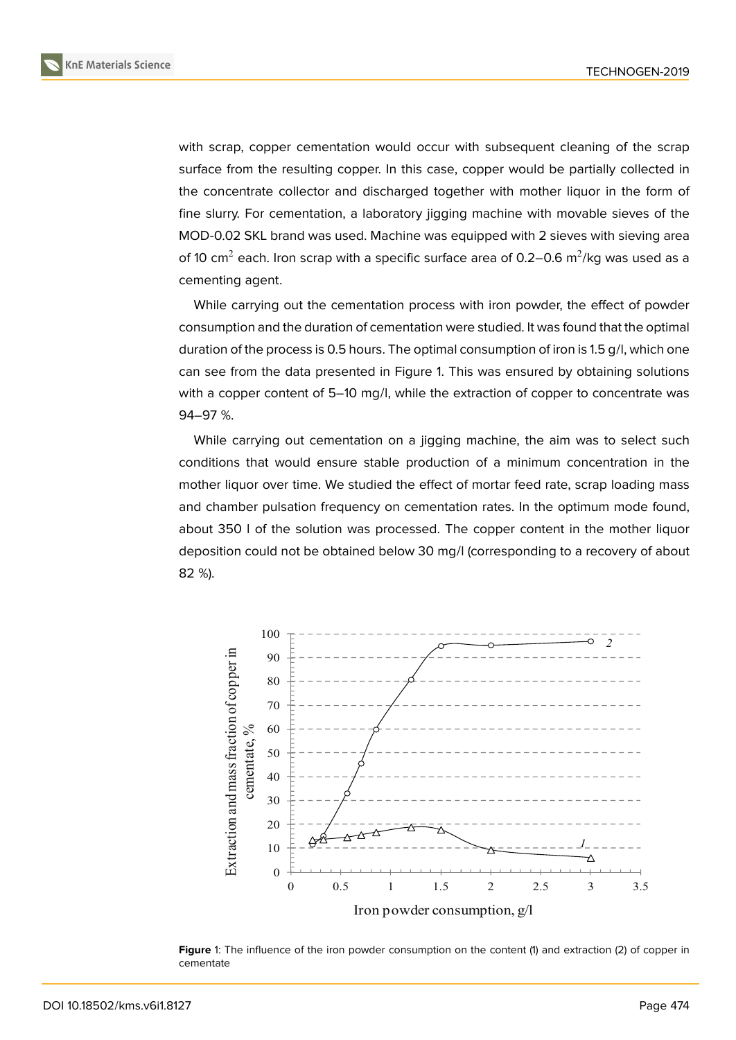with scrap, copper cementation would occur with subsequent cleaning of the scrap surface from the resulting copper. In this case, copper would be partially collected in the concentrate collector and discharged together with mother liquor in the form of fine slurry. For cementation, a laboratory jigging machine with movable sieves of the MOD-0.02 SKL brand was used. Machine was equipped with 2 sieves with sieving area of 10 $cm^2$ each. Iron scrap with a specific surface area of 0.2–0.6 $m^2$/kg was used as a cementing agent.

While carrying out the cementation process with iron powder, the effect of powder consumption and the duration of cementation were studied. It was found that the optimal duration of the process is 0.5 hours. The optimal consumption of iron is 1.5 g/l, which one can see from the data presented in Figure 1. This was ensured by obtaining solutions with a copper content of 5–10 mg/l, while the extraction of copper to concentrate was 94–97 %.

While carrying out cementation on a jigging machine, the aim was to select such conditions that would ensure stable production of a minimum concentration in the mother liquor over time. We studied the effect of mortar feed rate, scrap loading mass and chamber pulsation frequency on cementation rates. In the optimum mode found, about 350 l of the solution was processed. The copper content in the mother liquor deposition could not be obtained below 30 mg/l (corresponding to a recovery of about 82 %).

**Figure** 1: The influence of the iron powder consumption on the content (1) and extraction (2) of copper in cementate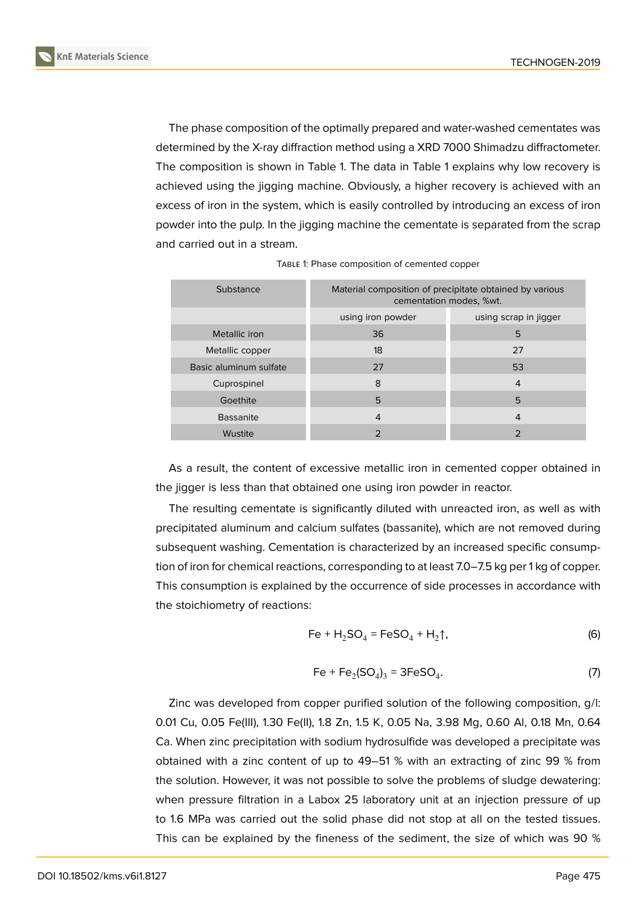The phase composition of the optimally prepared and water-washed cementates was determined by the X-ray diffraction method using a XRD 7000 Shimadzu diffractometer. The composition is shown in Table 1. The data in Table 1 explains why low recovery is achieved using the jigging machine. Obviously, a higher recovery is achieved with an excess of iron in the system, which is easily controlled by introducing an excess of iron powder into the pulp. In the jigging machine the cementate is separated from the scrap and carried out in a stream.

Table 1: Phase composition of cemented copper

| Substance | Material composition of precipitate obtained by various cementation modes, %wt. | |
|---|---|---|
| | using iron powder | using scrap in jigger |
| Metallic iron | 36 | 5 |
| Metallic copper | 18 | 27 |
| Basic aluminum sulfate | 27 | 53 |
| Cuprospinel | 8 | 4 |
| Goethite | 5 | 5 |
| Bassanite | 4 | 4 |
| Wustite | 2 | 2 |

As a result, the content of excessive metallic iron in cemented copper obtained in the jigger is less than that obtained one using iron powder in reactor.

The resulting cementate is significantly diluted with unreacted iron, as well as with precipitated aluminum and calcium sulfates (bassanite), which are not removed during subsequent washing. Cementation is characterized by an increased specific consumption of iron for chemical reactions, corresponding to at least 7.0–7.5 kg per 1 kg of copper. This consumption is explained by the occurrence of side processes in accordance with the stoichiometry of reactions:

$$Fe + H_2SO_4 = FeSO_4 + H_2\uparrow, \tag{6}$$

$$Fe + Fe_2(SO_4)_3 = 3FeSO_4. \tag{7}$$

Zinc was developed from copper purified solution of the following composition, g/l: 0.01 Cu, 0.05 Fe(III), 1.30 Fe(II), 1.8 Zn, 1.5 K, 0.05 Na, 3.98 Mg, 0.60 Al, 0.18 Mn, 0.64 Ca. When zinc precipitation with sodium hydrosulfide was developed a precipitate was obtained with a zinc content of up to 49–51 % with an extracting of zinc 99 % from the solution. However, it was not possible to solve the problems of sludge dewatering: when pressure filtration in a Labox 25 laboratory unit at an injection pressure of up to 1.6 MPa was carried out the solid phase did not stop at all on the tested tissues. This can be explained by the fineness of the sediment, the size of which was 90 %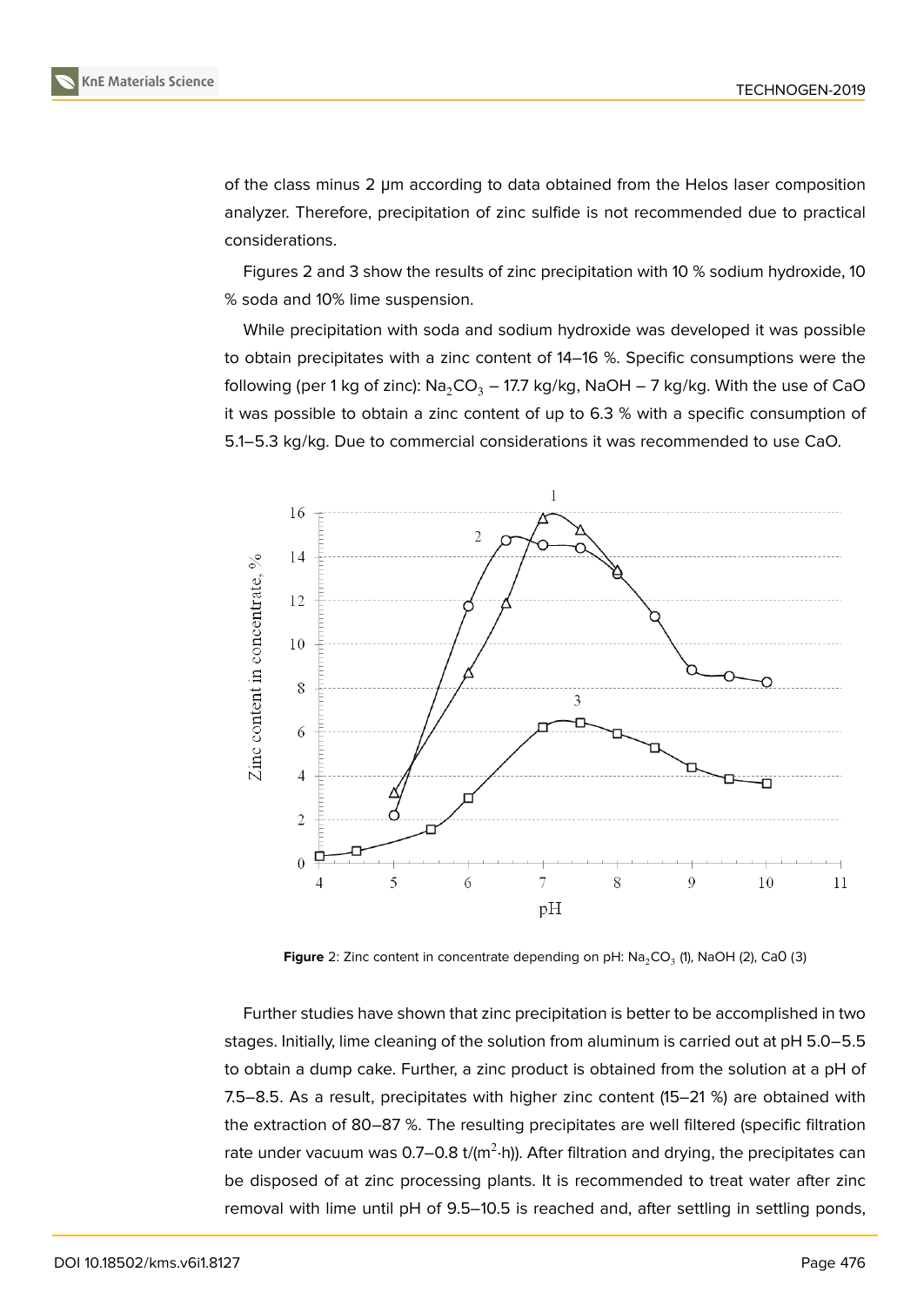of the class minus 2 μm according to data obtained from the Helos laser composition analyzer. Therefore, precipitation of zinc sulfide is not recommended due to practical considerations.

Figures 2 and 3 show the results of zinc precipitation with 10 % sodium hydroxide, 10 % soda and 10% lime suspension.

While precipitation with soda and sodium hydroxide was developed it was possible to obtain precipitates with a zinc content of 14–16 %. Specific consumptions were the following (per 1 kg of zinc): $Na_2CO_3$ – 17.7 kg/kg, NaOH – 7 kg/kg. With the use of CaO it was possible to obtain a zinc content of up to 6.3 % with a specific consumption of 5.1–5.3 kg/kg. Due to commercial considerations it was recommended to use CaO.

**Figure** 2: Zinc content in concentrate depending on pH: $Na_2CO_3$ (1), NaOH (2), CaO (3)

Further studies have shown that zinc precipitation is better to be accomplished in two stages. Initially, lime cleaning of the solution from aluminum is carried out at pH 5.0–5.5 to obtain a dump cake. Further, a zinc product is obtained from the solution at a pH of 7.5–8.5. As a result, precipitates with higher zinc content (15–21 %) are obtained with the extraction of 80–87 %. The resulting precipitates are well filtered (specific filtration rate under vacuum was 0.7–0.8 t/($m^2$·h)). After filtration and drying, the precipitates can be disposed of at zinc processing plants. It is recommended to treat water after zinc removal with lime until pH of 9.5–10.5 is reached and, after settling in settling ponds,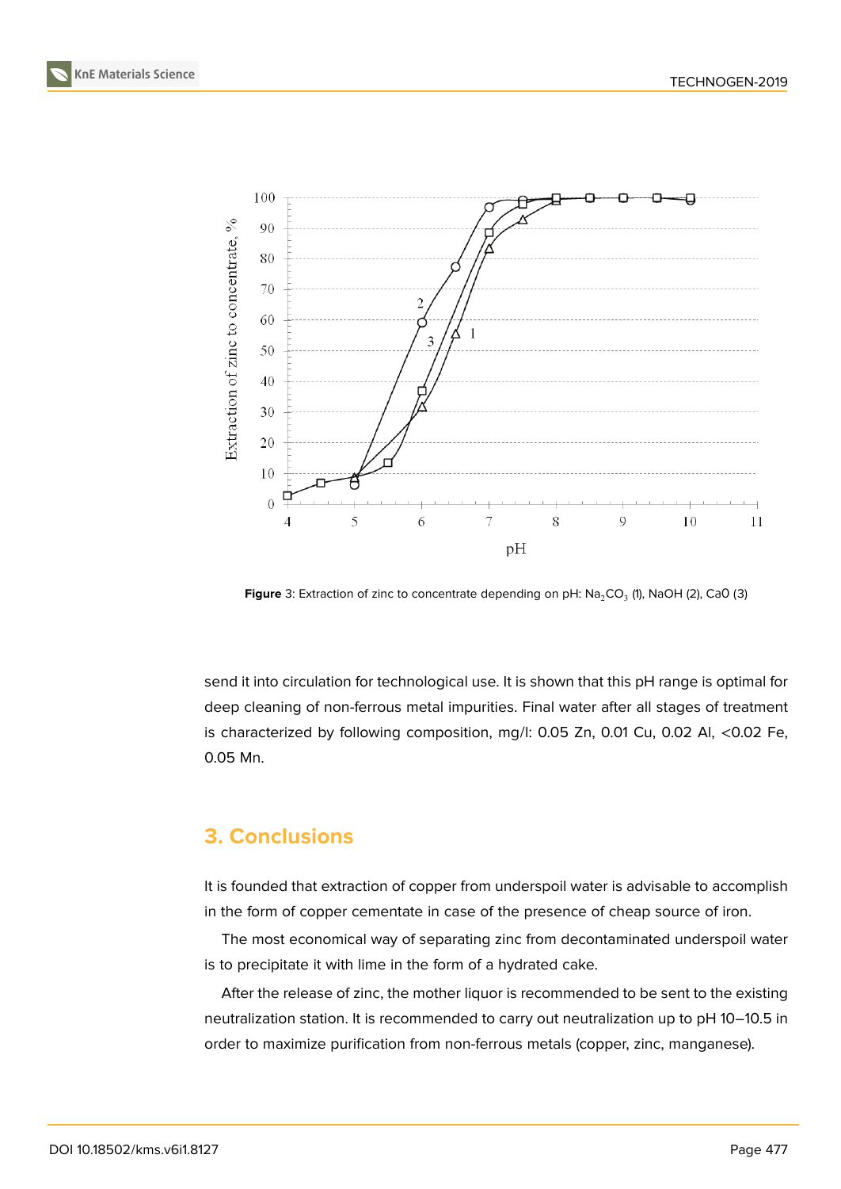Figure 3: Extraction of zinc to concentrate depending on pH: $Na_2CO_3$ (1), NaOH (2), CaO (3)

send it into circulation for technological use. It is shown that this pH range is optimal for deep cleaning of non-ferrous metal impurities. Final water after all stages of treatment is characterized by following composition, mg/l: 0.05 Zn, 0.01 Cu, 0.02 Al, <0.02 Fe, 0.05 Mn.

## 3. Conclusions

It is founded that extraction of copper from underspoil water is advisable to accomplish in the form of copper cementate in case of the presence of cheap source of iron.

The most economical way of separating zinc from decontaminated underspoil water is to precipitate it with lime in the form of a hydrated cake.

After the release of zinc, the mother liquor is recommended to be sent to the existing neutralization station. It is recommended to carry out neutralization up to pH 10–10.5 in order to maximize purification from non-ferrous metals (copper, zinc, manganese).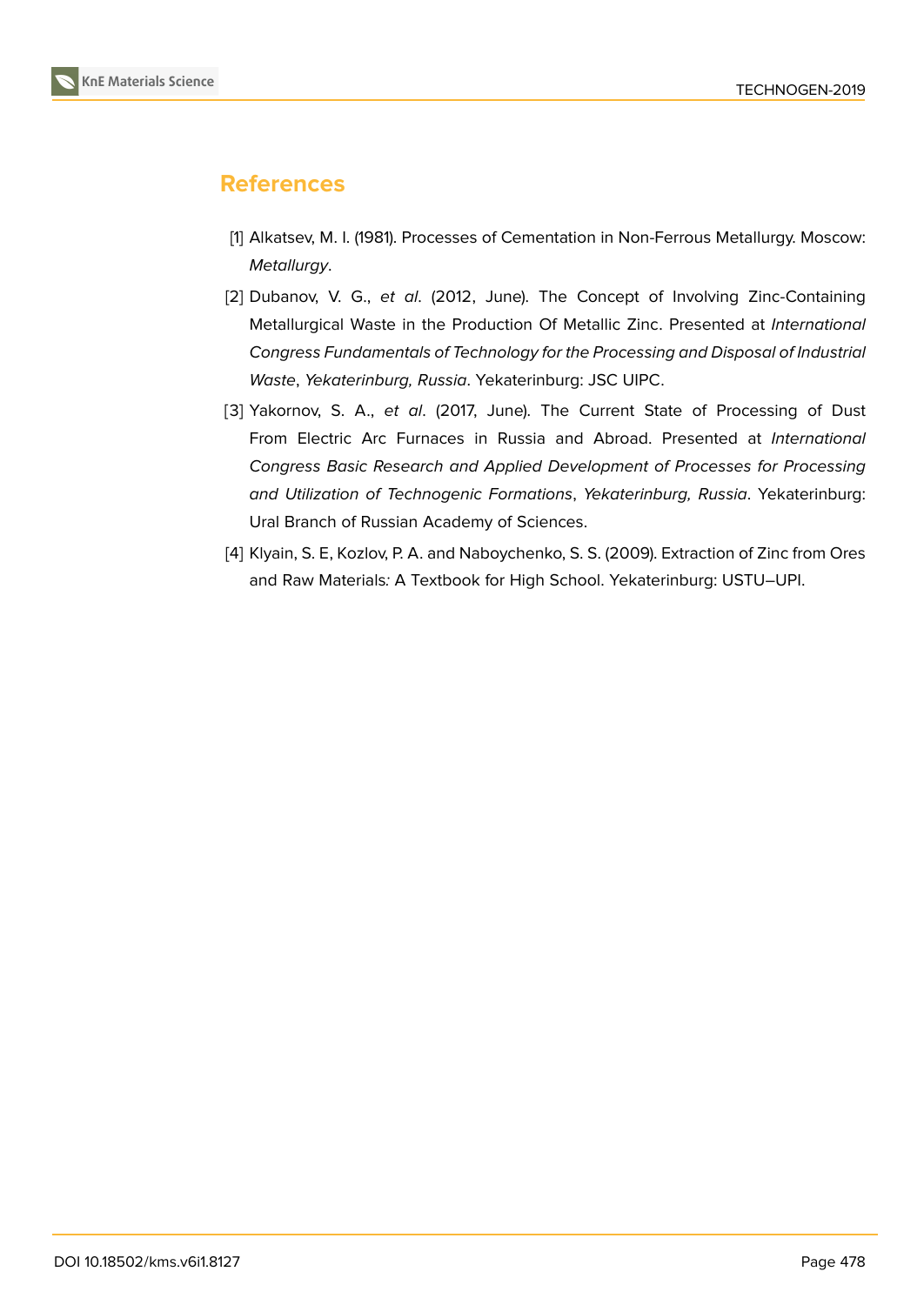## References

[1] Alkatsev, M. I. (1981). Processes of Cementation in Non-Ferrous Metallurgy. Moscow: *Metallurgy*.

[2] Dubanov, V. G., *et al*. (2012, June). The Concept of Involving Zinc-Containing Metallurgical Waste in the Production Of Metallic Zinc. Presented at *International Congress Fundamentals of Technology for the Processing and Disposal of Industrial Waste*, *Yekaterinburg, Russia*. Yekaterinburg: JSC UIPC.

[3] Yakornov, S. A., *et al*. (2017, June). The Current State of Processing of Dust From Electric Arc Furnaces in Russia and Abroad. Presented at *International Congress Basic Research and Applied Development of Processes for Processing and Utilization of Technogenic Formations*, *Yekaterinburg, Russia*. Yekaterinburg: Ural Branch of Russian Academy of Sciences.

[4] Klyain, S. E, Kozlov, P. A. and Naboychenko, S. S. (2009). Extraction of Zinc from Ores and Raw Materials*:* A Textbook for High School. Yekaterinburg: USTU–UPI.